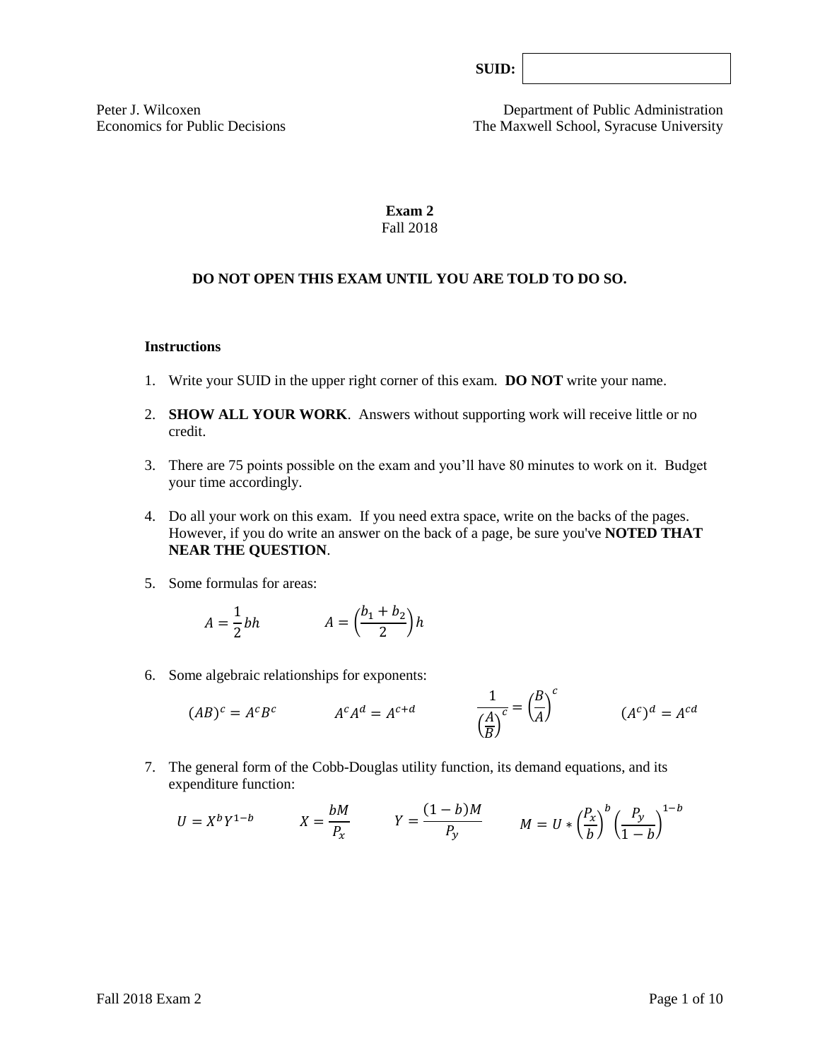**SUID:**

Peter J. Wilcoxen
Economics for Public Decisions

Department of Public Administration
The Maxwell School, Syracuse University

# Exam 2

Fall 2018

**DO NOT OPEN THIS EXAM UNTIL YOU ARE TOLD TO DO SO.**

**Instructions**

1. Write your SUID in the upper right corner of this exam. **DO NOT** write your name.

2. **SHOW ALL YOUR WORK**. Answers without supporting work will receive little or no credit.

3. There are 75 points possible on the exam and you'll have 80 minutes to work on it. Budget your time accordingly.

4. Do all your work on this exam. If you need extra space, write on the backs of the pages. However, if you do write an answer on the back of a page, be sure you've **NOTED THAT NEAR THE QUESTION**.

5. Some formulas for areas:

$$A = \frac{1}{2}bh \qquad A = \left(\frac{b_1 + b_2}{2}\right)h$$

6. Some algebraic relationships for exponents:

$$(AB)^c = A^c B^c \qquad A^c A^d = A^{c+d} \qquad \frac{1}{\left(\frac{A}{B}\right)^c} = \left(\frac{B}{A}\right)^c \qquad (A^c)^d = A^{cd}$$

7. The general form of the Cobb-Douglas utility function, its demand equations, and its expenditure function:

$$U = X^b Y^{1-b} \qquad X = \frac{bM}{P_x} \qquad Y = \frac{(1-b)M}{P_y} \qquad M = U * \left(\frac{P_x}{b}\right)^b \left(\frac{P_y}{1-b}\right)^{1-b}$$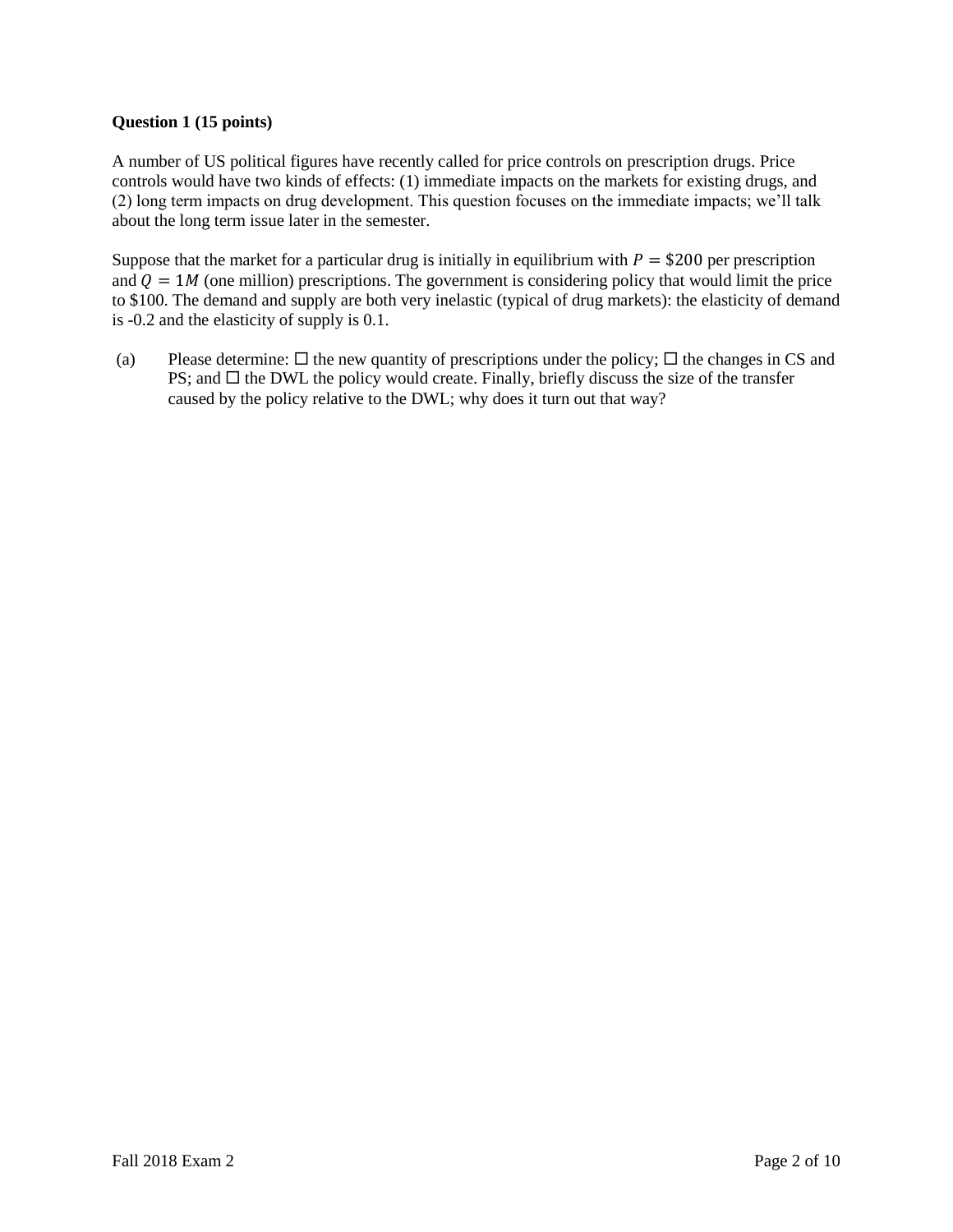**Question 1 (15 points)**

A number of US political figures have recently called for price controls on prescription drugs. Price controls would have two kinds of effects: (1) immediate impacts on the markets for existing drugs, and (2) long term impacts on drug development. This question focuses on the immediate impacts; we'll talk about the long term issue later in the semester.

Suppose that the market for a particular drug is initially in equilibrium with $P = \$200$ per prescription and $Q = 1M$ (one million) prescriptions. The government is considering policy that would limit the price to \$100. The demand and supply are both very inelastic (typical of drug markets): the elasticity of demand is -0.2 and the elasticity of supply is 0.1.

(a) Please determine: ☐ the new quantity of prescriptions under the policy; ☐ the changes in CS and PS; and ☐ the DWL the policy would create. Finally, briefly discuss the size of the transfer caused by the policy relative to the DWL; why does it turn out that way?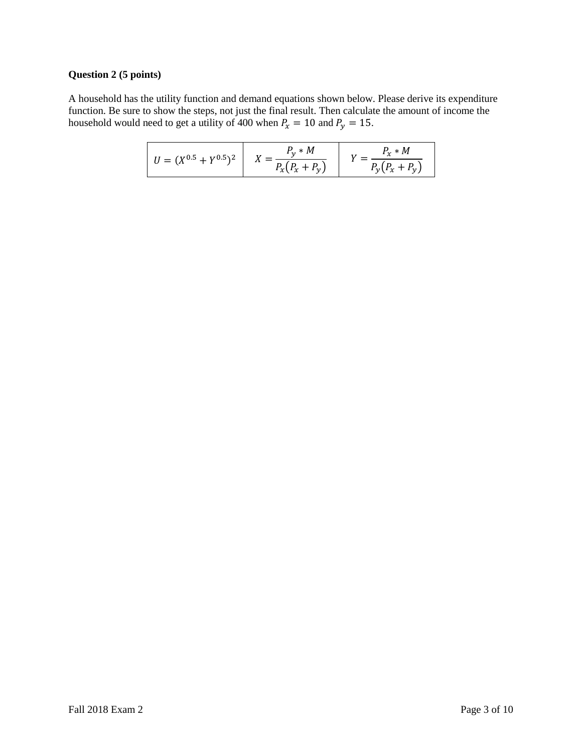**Question 2 (5 points)**

A household has the utility function and demand equations shown below. Please derive its expenditure function. Be sure to show the steps, not just the final result. Then calculate the amount of income the household would need to get a utility of 400 when $P_x = 10$ and $P_y = 15$.

| $U = (X^{0.5} + Y^{0.5})^2$ | $X = \dfrac{P_y * M}{P_x(P_x + P_y)}$ | $Y = \dfrac{P_x * M}{P_y(P_x + P_y)}$ |
|---|---|---|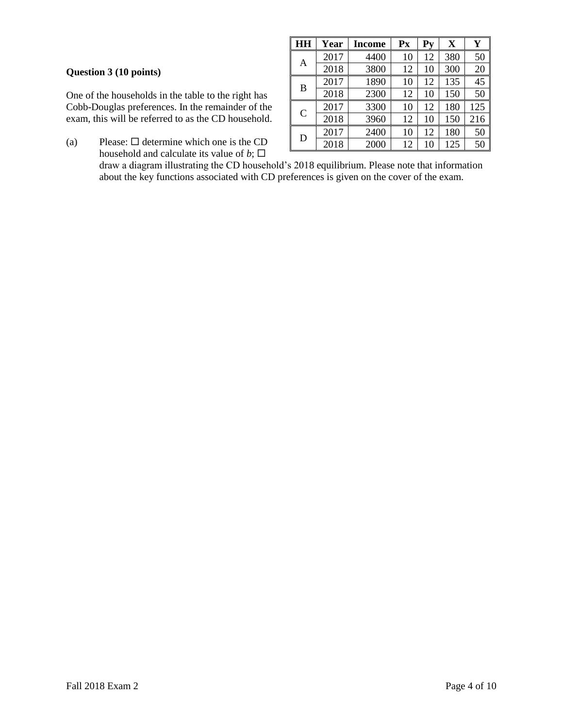**Question 3 (10 points)**

| HH | Year | Income | Px | Py | X | Y |
|---|---|---|---|---|---|---|
| A | 2017 | 4400 | 10 | 12 | 380 | 50 |
| | 2018 | 3800 | 12 | 10 | 300 | 20 |
| B | 2017 | 1890 | 10 | 12 | 135 | 45 |
| | 2018 | 2300 | 12 | 10 | 150 | 50 |
| C | 2017 | 3300 | 10 | 12 | 180 | 125 |
| | 2018 | 3960 | 12 | 10 | 150 | 216 |
| D | 2017 | 2400 | 10 | 12 | 180 | 50 |
| | 2018 | 2000 | 12 | 10 | 125 | 50 |

One of the households in the table to the right has Cobb-Douglas preferences. In the remainder of the exam, this will be referred to as the CD household.

(a) Please: ☐ determine which one is the CD household and calculate its value of *b*; ☐ draw a diagram illustrating the CD household's 2018 equilibrium. Please note that information about the key functions associated with CD preferences is given on the cover of the exam.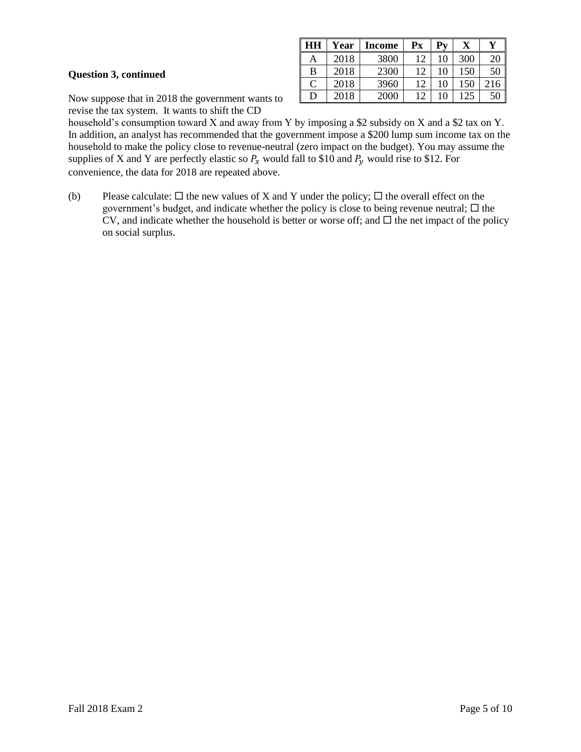**Question 3, continued**

| HH | Year | Income | Px | Py | X | Y |
|---|---|---|---|---|---|---|
| A | 2018 | 3800 | 12 | 10 | 300 | 20 |
| B | 2018 | 2300 | 12 | 10 | 150 | 50 |
| C | 2018 | 3960 | 12 | 10 | 150 | 216 |
| D | 2018 | 2000 | 12 | 10 | 125 | 50 |

Now suppose that in 2018 the government wants to revise the tax system. It wants to shift the CD household's consumption toward X and away from Y by imposing a \$2 subsidy on X and a \$2 tax on Y. In addition, an analyst has recommended that the government impose a \$200 lump sum income tax on the household to make the policy close to revenue-neutral (zero impact on the budget). You may assume the supplies of X and Y are perfectly elastic so $P_x$ would fall to \$10 and $P_y$ would rise to \$12. For convenience, the data for 2018 are repeated above.

(b) Please calculate: ☐ the new values of X and Y under the policy; ☐ the overall effect on the government's budget, and indicate whether the policy is close to being revenue neutral; ☐ the CV, and indicate whether the household is better or worse off; and ☐ the net impact of the policy on social surplus.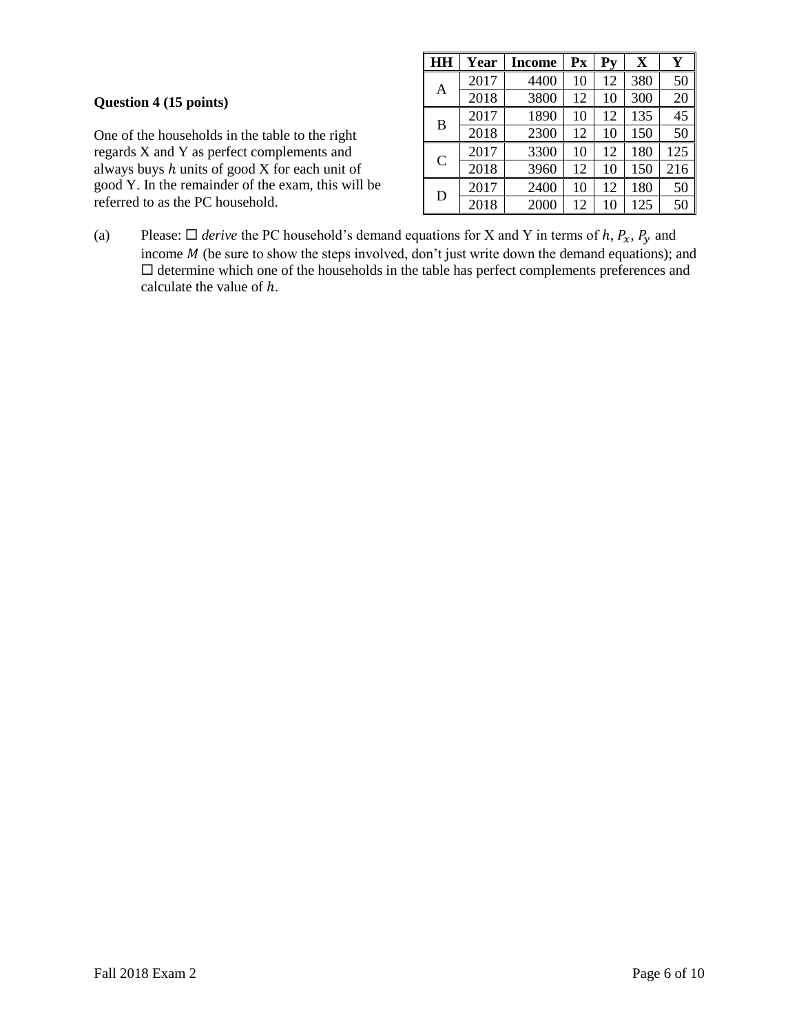**Question 4 (15 points)**

One of the households in the table to the right regards X and Y as perfect complements and always buys $h$ units of good X for each unit of good Y. In the remainder of the exam, this will be referred to as the PC household.

| HH | Year | Income | Px | Py | X | Y |
|---|---|---|---|---|---|---|
| A | 2017 | 4400 | 10 | 12 | 380 | 50 |
| | 2018 | 3800 | 12 | 10 | 300 | 20 |
| B | 2017 | 1890 | 10 | 12 | 135 | 45 |
| | 2018 | 2300 | 12 | 10 | 150 | 50 |
| C | 2017 | 3300 | 10 | 12 | 180 | 125 |
| | 2018 | 3960 | 12 | 10 | 150 | 216 |
| D | 2017 | 2400 | 10 | 12 | 180 | 50 |
| | 2018 | 2000 | 12 | 10 | 125 | 50 |

(a) Please: ☐ *derive* the PC household's demand equations for X and Y in terms of $h$, $P_x$, $P_y$ and income $M$ (be sure to show the steps involved, don't just write down the demand equations); and ☐ determine which one of the households in the table has perfect complements preferences and calculate the value of $h$.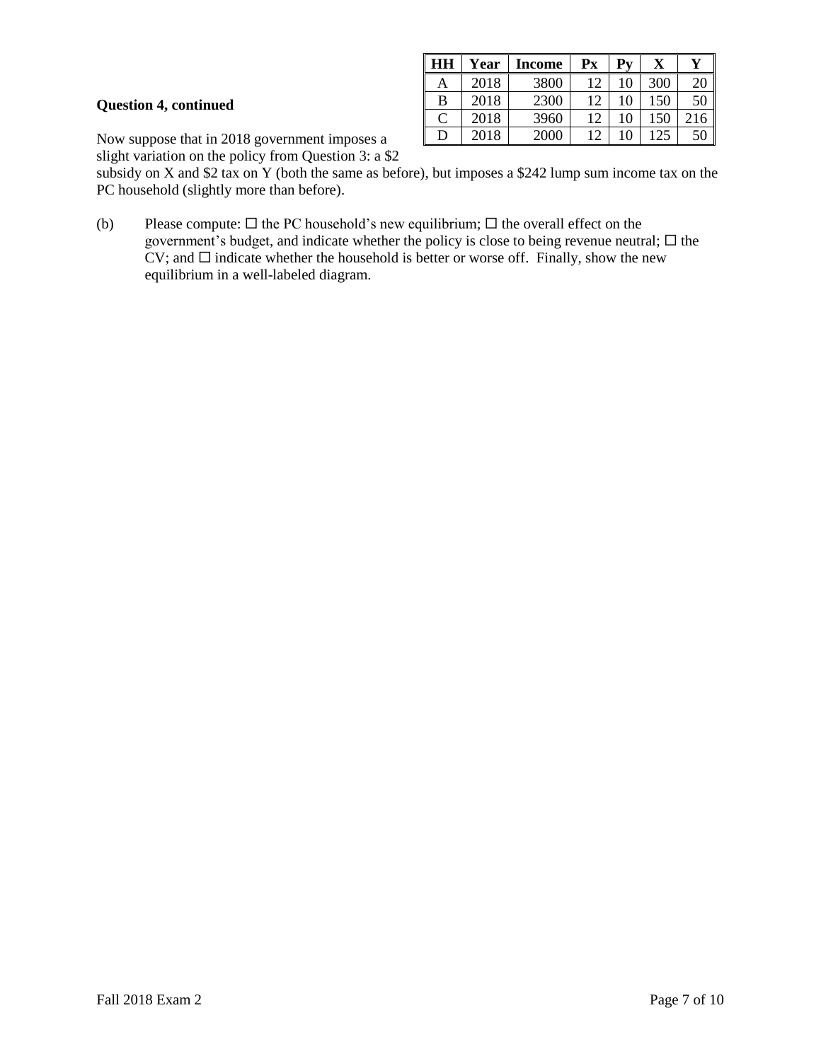| HH | Year | Income | Px | Py | X | Y |
|---|---|---|---|---|---|---|
| A | 2018 | 3800 | 12 | 10 | 300 | 20 |
| B | 2018 | 2300 | 12 | 10 | 150 | 50 |
| C | 2018 | 3960 | 12 | 10 | 150 | 216 |
| D | 2018 | 2000 | 12 | 10 | 125 | 50 |

**Question 4, continued**

Now suppose that in 2018 government imposes a slight variation on the policy from Question 3: a $2 subsidy on X and $2 tax on Y (both the same as before), but imposes a $242 lump sum income tax on the PC household (slightly more than before).

(b) Please compute: ☐ the PC household's new equilibrium; ☐ the overall effect on the government's budget, and indicate whether the policy is close to being revenue neutral; ☐ the CV; and ☐ indicate whether the household is better or worse off. Finally, show the new equilibrium in a well-labeled diagram.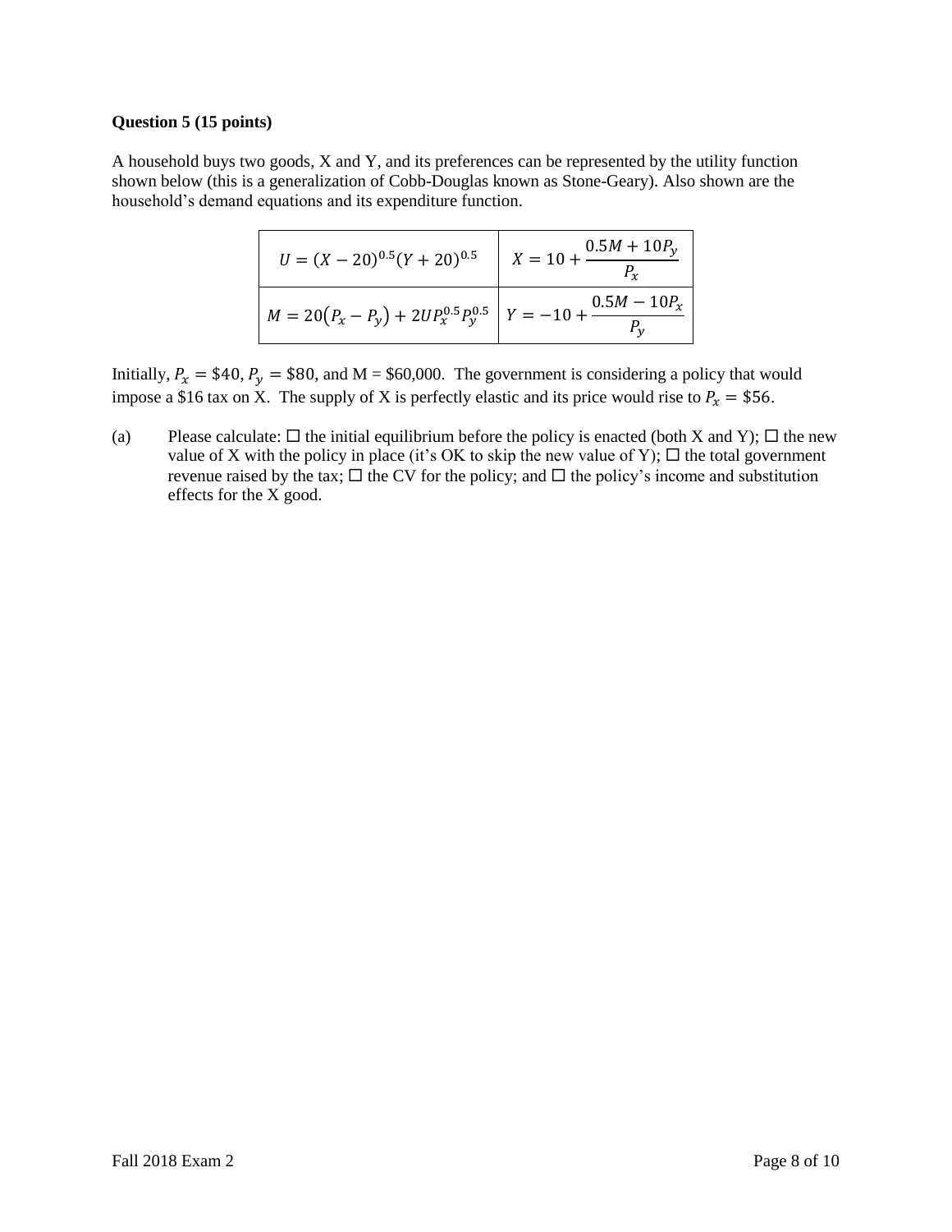**Question 5 (15 points)**

A household buys two goods, X and Y, and its preferences can be represented by the utility function shown below (this is a generalization of Cobb-Douglas known as Stone-Geary). Also shown are the household's demand equations and its expenditure function.

| | |
|---|---|
| $U = (X - 20)^{0.5}(Y + 20)^{0.5}$ | $X = 10 + \dfrac{0.5M + 10P_y}{P_x}$ |
| $M = 20(P_x - P_y) + 2UP_x^{0.5}P_y^{0.5}$ | $Y = -10 + \dfrac{0.5M - 10P_x}{P_y}$ |

Initially, $P_x = \$40$, $P_y = \$80$, and M = \$60,000. The government is considering a policy that would impose a \$16 tax on X. The supply of X is perfectly elastic and its price would rise to $P_x = \$56$.

(a) Please calculate: ☐ the initial equilibrium before the policy is enacted (both X and Y); ☐ the new value of X with the policy in place (it's OK to skip the new value of Y); ☐ the total government revenue raised by the tax; ☐ the CV for the policy; and ☐ the policy's income and substitution effects for the X good.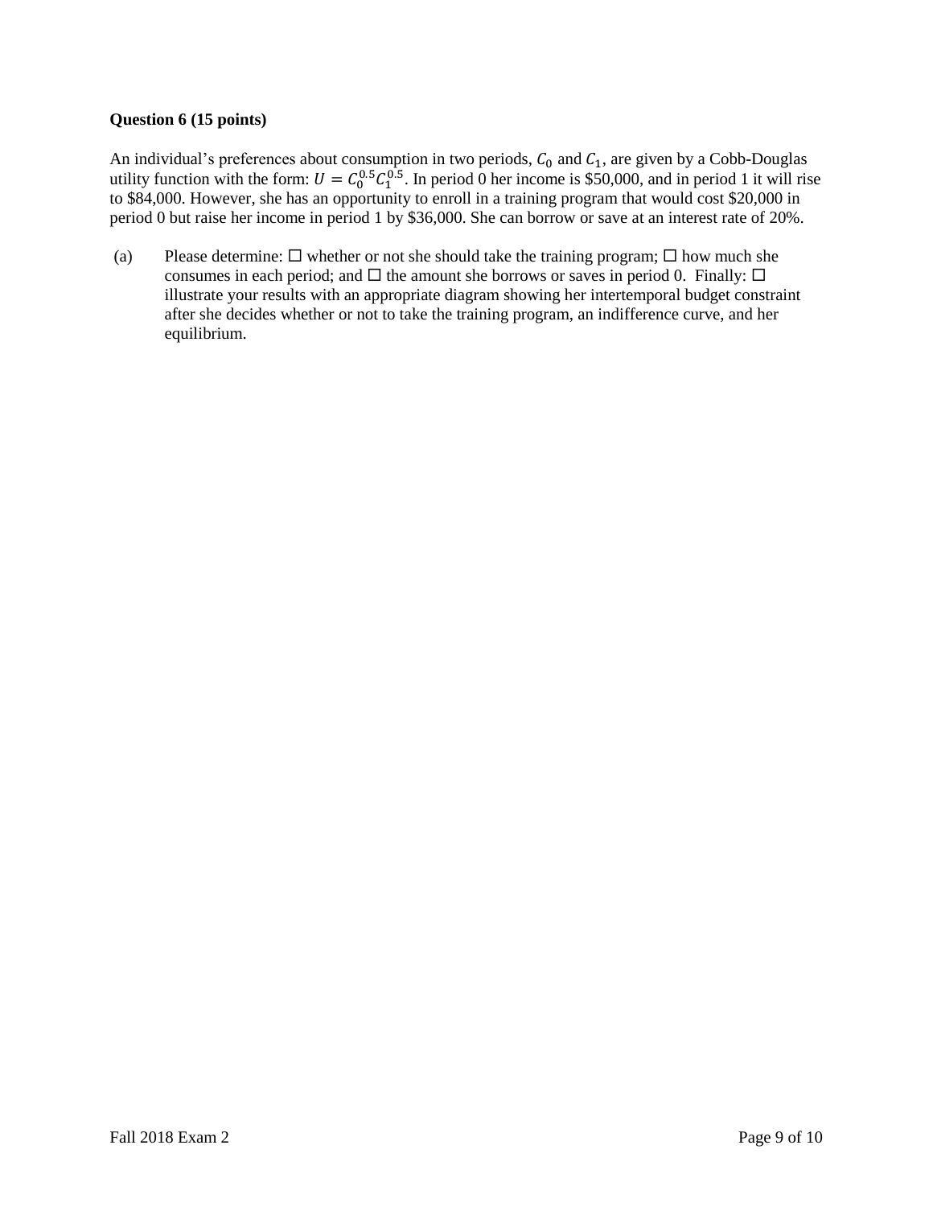**Question 6 (15 points)**

An individual's preferences about consumption in two periods, $C_0$ and $C_1$, are given by a Cobb-Douglas utility function with the form: $U = C_0^{0.5}C_1^{0.5}$. In period 0 her income is $50,000, and in period 1 it will rise to $84,000. However, she has an opportunity to enroll in a training program that would cost $20,000 in period 0 but raise her income in period 1 by $36,000. She can borrow or save at an interest rate of 20%.

(a) Please determine: ☐ whether or not she should take the training program; ☐ how much she consumes in each period; and ☐ the amount she borrows or saves in period 0. Finally: ☐ illustrate your results with an appropriate diagram showing her intertemporal budget constraint after she decides whether or not to take the training program, an indifference curve, and her equilibrium.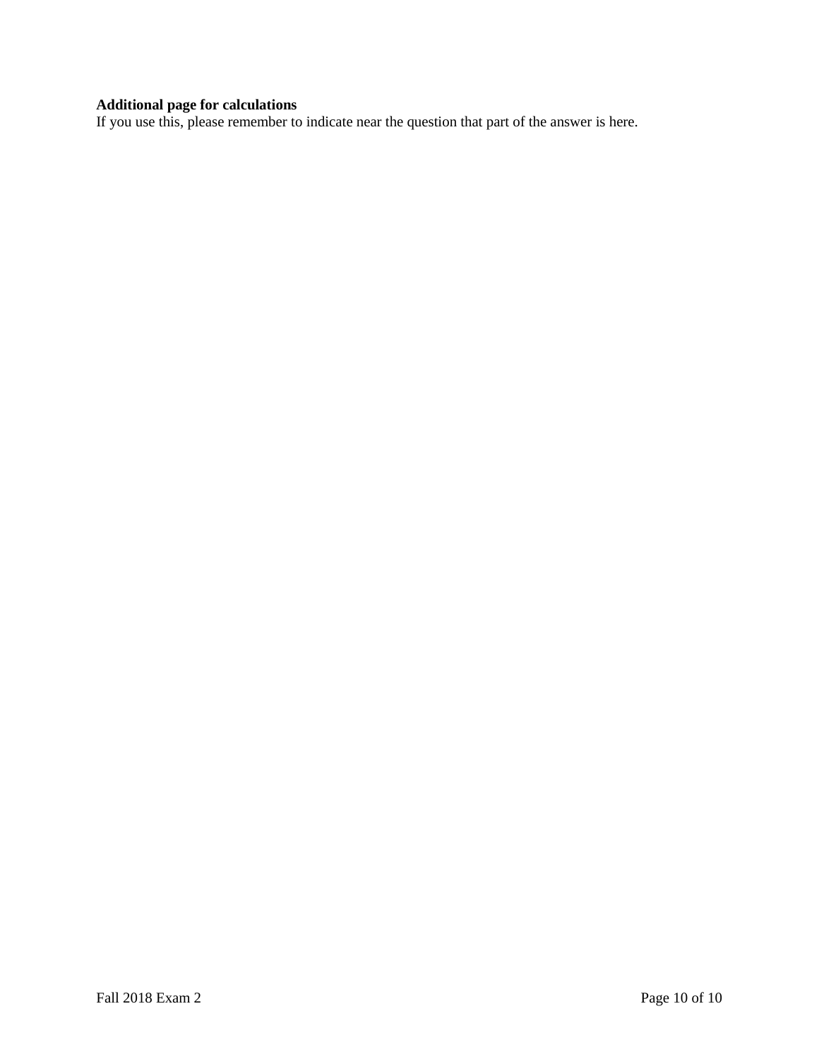**Additional page for calculations**

If you use this, please remember to indicate near the question that part of the answer is here.